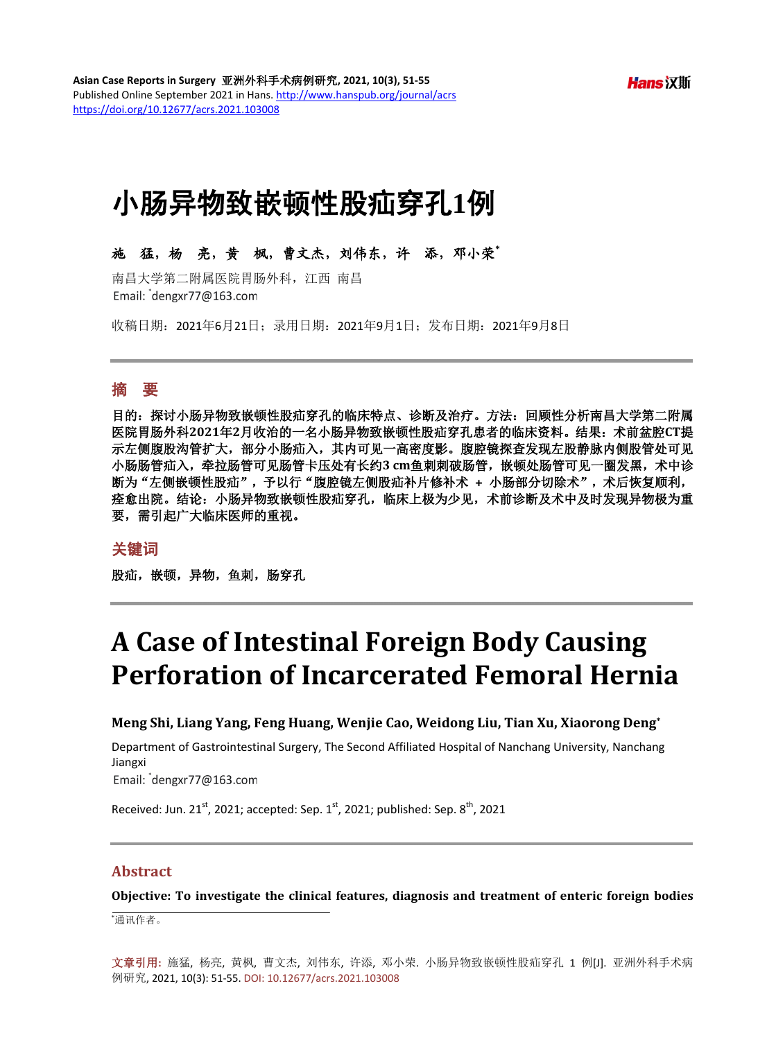# 小肠异物致嵌顿性股疝穿孔1例

**施　猛，杨　亮，黄　枫，曹文杰，刘伟东，许　添，邓小荣***

南昌大学第二附属医院胃肠外科，江西 南昌

Email: *dengxr77@163.com

收稿日期：2021年6月21日；录用日期：2021年9月1日；发布日期：2021年9月8日

## 摘　要

**目的：探讨小肠异物致嵌顿性股疝穿孔的临床特点、诊断及治疗。方法：回顾性分析南昌大学第二附属医院胃肠外科2021年2月收治的一名小肠异物致嵌顿性股疝穿孔患者的临床资料。结果：术前盆腔CT提示左侧腹股沟管扩大，部分小肠疝入，其内可见一高密度影。腹腔镜探查发现左股静脉内侧股管处可见小肠肠管疝入，牵拉肠管可见肠管卡压处有长约3 cm鱼刺刺破肠管，嵌顿处肠管可见一圈发黑，术中诊断为"左侧嵌顿性股疝"，予以行"腹腔镜左侧股疝补片修补术 + 小肠部分切除术"，术后恢复顺利，痊愈出院。结论：小肠异物致嵌顿性股疝穿孔，临床上极为少见，术前诊断及术中及时发现异物极为重要，需引起广大临床医师的重视。**

## 关键词

**股疝，嵌顿，异物，鱼刺，肠穿孔**

# A Case of Intestinal Foreign Body Causing Perforation of Incarcerated Femoral Hernia

**Meng Shi, Liang Yang, Feng Huang, Wenjie Cao, Weidong Liu, Tian Xu, Xiaorong Deng***

Department of Gastrointestinal Surgery, The Second Affiliated Hospital of Nanchang University, Nanchang Jiangxi

Email: *dengxr77@163.com

Received: Jun. 21st, 2021; accepted: Sep. 1st, 2021; published: Sep. 8th, 2021

## Abstract

**Objective: To investigate the clinical features, diagnosis and treatment of enteric foreign bodies**

*通讯作者。

**文章引用:** 施猛, 杨亮, 黄枫, 曹文杰, 刘伟东, 许添, 邓小荣. 小肠异物致嵌顿性股疝穿孔 1 例[J]. 亚洲外科手术病例研究, 2021, 10(3): 51-55. DOI: 10.12677/acrs.2021.103008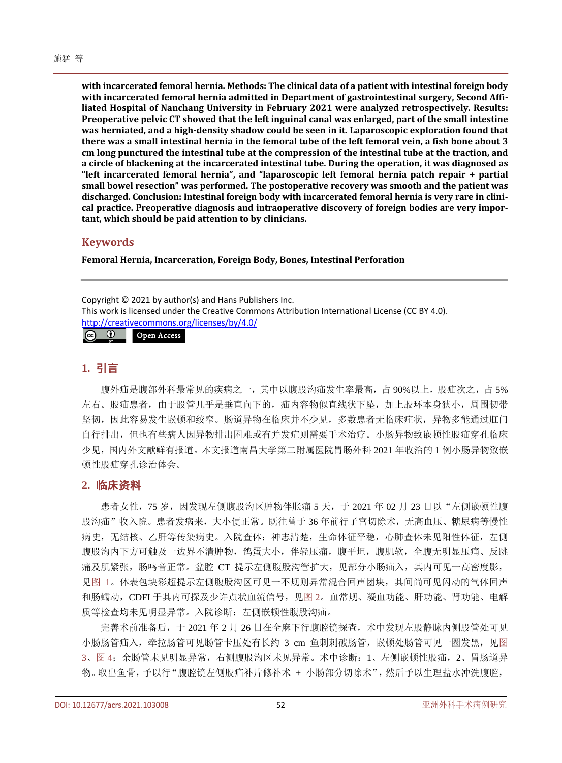**with incarcerated femoral hernia. Methods: The clinical data of a patient with intestinal foreign body with incarcerated femoral hernia admitted in Department of gastrointestinal surgery, Second Affiliated Hospital of Nanchang University in February 2021 were analyzed retrospectively. Results: Preoperative pelvic CT showed that the left inguinal canal was enlarged, part of the small intestine was herniated, and a high-density shadow could be seen in it. Laparoscopic exploration found that there was a small intestinal hernia in the femoral tube of the left femoral vein, a fish bone about 3 cm long punctured the intestinal tube at the compression of the intestinal tube at the traction, and a circle of blackening at the incarcerated intestinal tube. During the operation, it was diagnosed as "left incarcerated femoral hernia", and "laparoscopic left femoral hernia patch repair + partial small bowel resection" was performed. The postoperative recovery was smooth and the patient was discharged. Conclusion: Intestinal foreign body with incarcerated femoral hernia is very rare in clinical practice. Preoperative diagnosis and intraoperative discovery of foreign bodies are very important, which should be paid attention to by clinicians.**

## Keywords

**Femoral Hernia, Incarceration, Foreign Body, Bones, Intestinal Perforation**

Copyright © 2021 by author(s) and Hans Publishers Inc.
This work is licensed under the Creative Commons Attribution International License (CC BY 4.0).
http://creativecommons.org/licenses/by/4.0/

Open Access

## 1. 引言

腹外疝是腹部外科最常见的疾病之一，其中以腹股沟疝发生率最高，占90%以上，股疝次之，占5%左右。股疝患者，由于股管几乎是垂直向下的，疝内容物似直线状下坠，加上股环本身狭小，周围韧带坚韧，因此容易发生嵌顿和绞窄。肠道异物在临床并不少见，多数患者无临床症状，异物多能通过肛门自行排出，但也有些病人因异物排出困难或有并发症则需要手术治疗。小肠异物致嵌顿性股疝穿孔临床少见，国内外文献鲜有报道。本文报道南昌大学第二附属医院胃肠外科2021年收治的1例小肠异物致嵌顿性股疝穿孔诊治体会。

## 2. 临床资料

患者女性，75岁，因发现左侧腹股沟区肿物伴胀痛5天，于2021年02月23日以"左侧嵌顿性腹股沟疝"收入院。患者发病来，大小便正常。既往曾于36年前行子宫切除术，无高血压、糖尿病等慢性病史，无结核、乙肝等传染病史。入院查体：神志清楚，生命体征平稳，心肺查体未见阳性体征，左侧腹股沟内下方可触及一边界不清肿物，鸽蛋大小，伴轻压痛，腹平坦，腹肌软，全腹无明显压痛、反跳痛及肌紧张，肠鸣音正常。盆腔CT提示左侧腹股沟管扩大，见部分小肠疝入，其内可见一高密度影，见图1。体表包块彩超提示左侧腹股沟区可见一不规则异常混合回声团块，其间尚可见闪动的气体回声和肠蠕动，CDFI于其内可探及少许点状血流信号，见图2。血常规、凝血功能、肝功能、肾功能、电解质等检查均未见明显异常。入院诊断：左侧嵌顿性腹股沟疝。

完善术前准备后，于2021年2月26日在全麻下行腹腔镜探查，术中发现左股静脉内侧股管处可见小肠肠管疝入，牵拉肠管可见肠管卡压处有长约3 cm鱼刺刺破肠管，嵌顿处肠管可见一圈发黑，见图3、图4；余肠管未见明显异常，右侧腹股沟区未见异常。术中诊断：1、左侧嵌顿性股疝，2、胃肠道异物。取出鱼骨，予以行"腹腔镜左侧股疝补片修补术 + 小肠部分切除术"，然后予以生理盐水冲洗腹腔，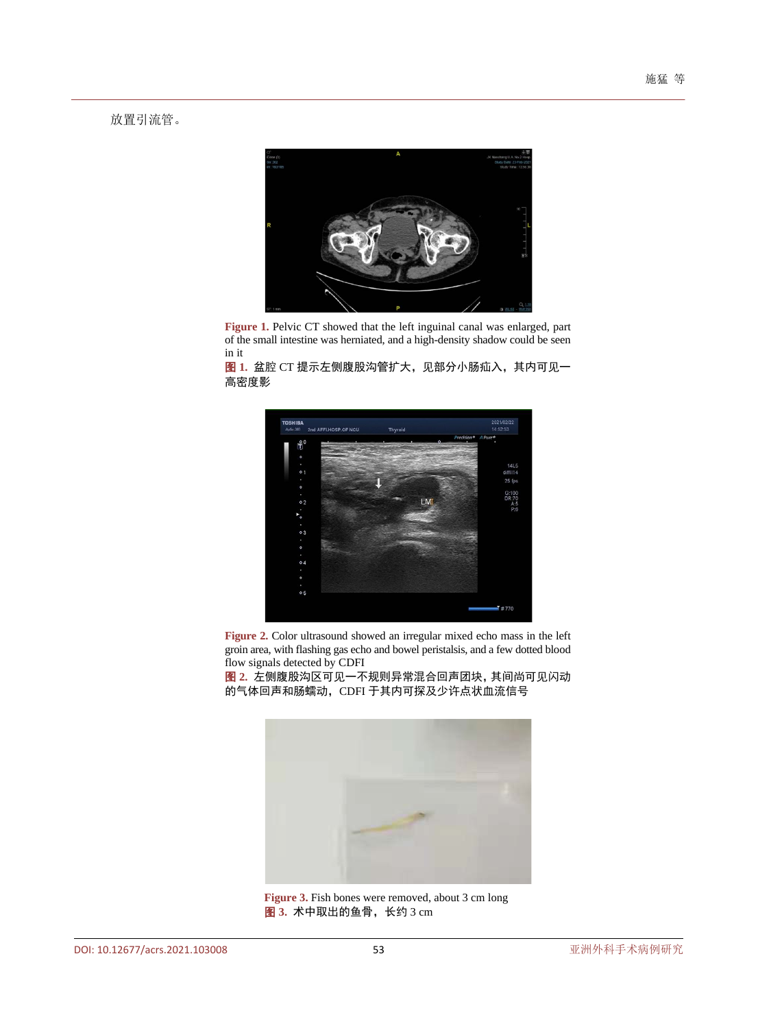放置引流管。

**Figure 1.** Pelvic CT showed that the left inguinal canal was enlarged, part of the small intestine was herniated, and a high-density shadow could be seen in it

**图 1.** 盆腔 CT 提示左侧腹股沟管扩大，见部分小肠疝入，其内可见一高密度影

**Figure 2.** Color ultrasound showed an irregular mixed echo mass in the left groin area, with flashing gas echo and bowel peristalsis, and a few dotted blood flow signals detected by CDFI

**图 2.** 左侧腹股沟区可见一不规则异常混合回声团块，其间尚可见闪动的气体回声和肠蠕动，CDFI 于其内可探及少许点状血流信号

**Figure 3.** Fish bones were removed, about 3 cm long

**图 3.** 术中取出的鱼骨，长约 3 cm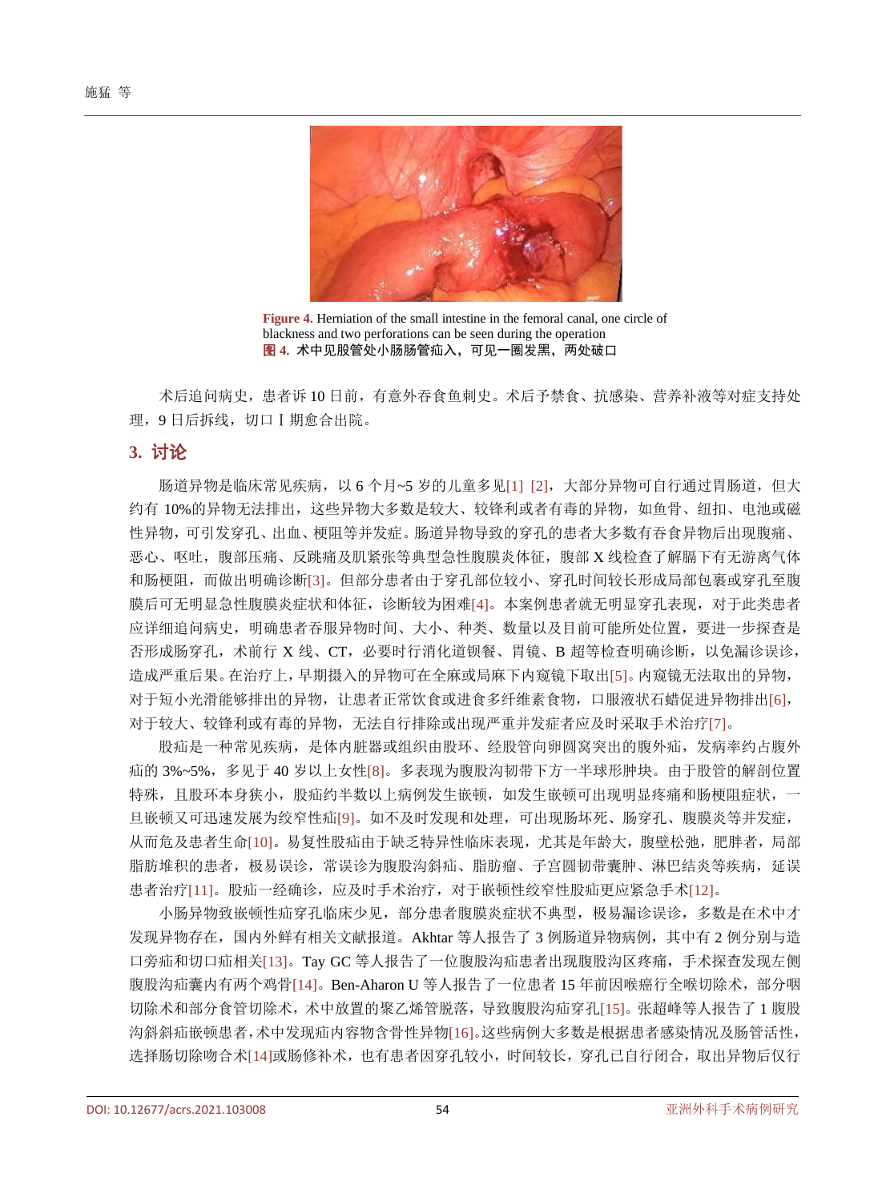Figure 4. Herniation of the small intestine in the femoral canal, one circle of blackness and two perforations can be seen during the operation

**图 4.** 术中见股管处小肠肠管疝入，可见一圈发黑，两处破口

术后追问病史，患者诉 10 日前，有意外吞食鱼刺史。术后予禁食、抗感染、营养补液等对症支持处理，9 日后拆线，切口 I 期愈合出院。

## 3. 讨论

肠道异物是临床常见疾病，以 6 个月~5 岁的儿童多见[1] [2]，大部分异物可自行通过胃肠道，但大约有 10%的异物无法排出，这些异物大多数是较大、较锋利或者有毒的异物，如鱼骨、纽扣、电池或磁性异物，可引发穿孔、出血、梗阻等并发症。肠道异物导致的穿孔的患者大多数有吞食异物后出现腹痛、恶心、呕吐，腹部压痛、反跳痛及肌紧张等典型急性腹膜炎体征，腹部 X 线检查了解膈下有无游离气体和肠梗阻，而做出明确诊断[3]。但部分患者由于穿孔部位较小、穿孔时间较长形成局部包裹或穿孔至腹膜后可无明显急性腹膜炎症状和体征，诊断较为困难[4]。本案例患者就无明显穿孔表现，对于此类患者应详细追问病史，明确患者吞服异物时间、大小、种类、数量以及目前可能所处位置，要进一步探查是否形成肠穿孔，术前行 X 线、CT，必要时行消化道钡餐、胃镜、B 超等检查明确诊断，以免漏诊误诊，造成严重后果。在治疗上，早期摄入的异物可在全麻或局麻下内窥镜下取出[5]。内窥镜无法取出的异物，对于短小光滑能够排出的异物，让患者正常饮食或进食多纤维素食物，口服液状石蜡促进异物排出[6]，对于较大、较锋利或有毒的异物，无法自行排除或出现严重并发症者应及时采取手术治疗[7]。

股疝是一种常见疾病，是体内脏器或组织由股环、经股管向卵圆窝突出的腹外疝，发病率约占腹外疝的 3%~5%，多见于 40 岁以上女性[8]。多表现为腹股沟韧带下方一半球形肿块。由于股管的解剖位置特殊，且股环本身狭小，股疝约半数以上病例发生嵌顿，如发生嵌顿可出现明显疼痛和肠梗阻症状，一旦嵌顿又可迅速发展为绞窄性疝[9]。如不及时发现和处理，可出现肠坏死、肠穿孔、腹膜炎等并发症，从而危及患者生命[10]。易复性股疝由于缺乏特异性临床表现，尤其是年龄大，腹壁松弛，肥胖者，局部脂肪堆积的患者，极易误诊，常误诊为腹股沟斜疝、脂肪瘤、子宫圆韧带囊肿、淋巴结炎等疾病，延误患者治疗[11]。股疝一经确诊，应及时手术治疗，对于嵌顿性绞窄性股疝更应紧急手术[12]。

小肠异物致嵌顿性疝穿孔临床少见，部分患者腹膜炎症状不典型，极易漏诊误诊，多数是在术中才发现异物存在，国内外鲜有相关文献报道。Akhtar 等人报告了 3 例肠道异物病例，其中有 2 例分别与造口旁疝和切口疝相关[13]。Tay GC 等人报告了一位腹股沟疝患者出现腹股沟区疼痛，手术探查发现左侧腹股沟疝囊内有两个鸡骨[14]。Ben-Aharon U 等人报告了一位患者 15 年前因喉癌行全喉切除术，部分咽切除术和部分食管切除术，术中放置的聚乙烯管脱落，导致腹股沟疝穿孔[15]。张超峰等人报告了 1 腹股沟斜斜疝嵌顿患者，术中发现疝内容物含骨性异物[16]。这些病例大多数是根据患者感染情况及肠管活性，选择肠切除吻合术[14]或肠修补术，也有患者因穿孔较小，时间较长，穿孔已自行闭合，取出异物后仅行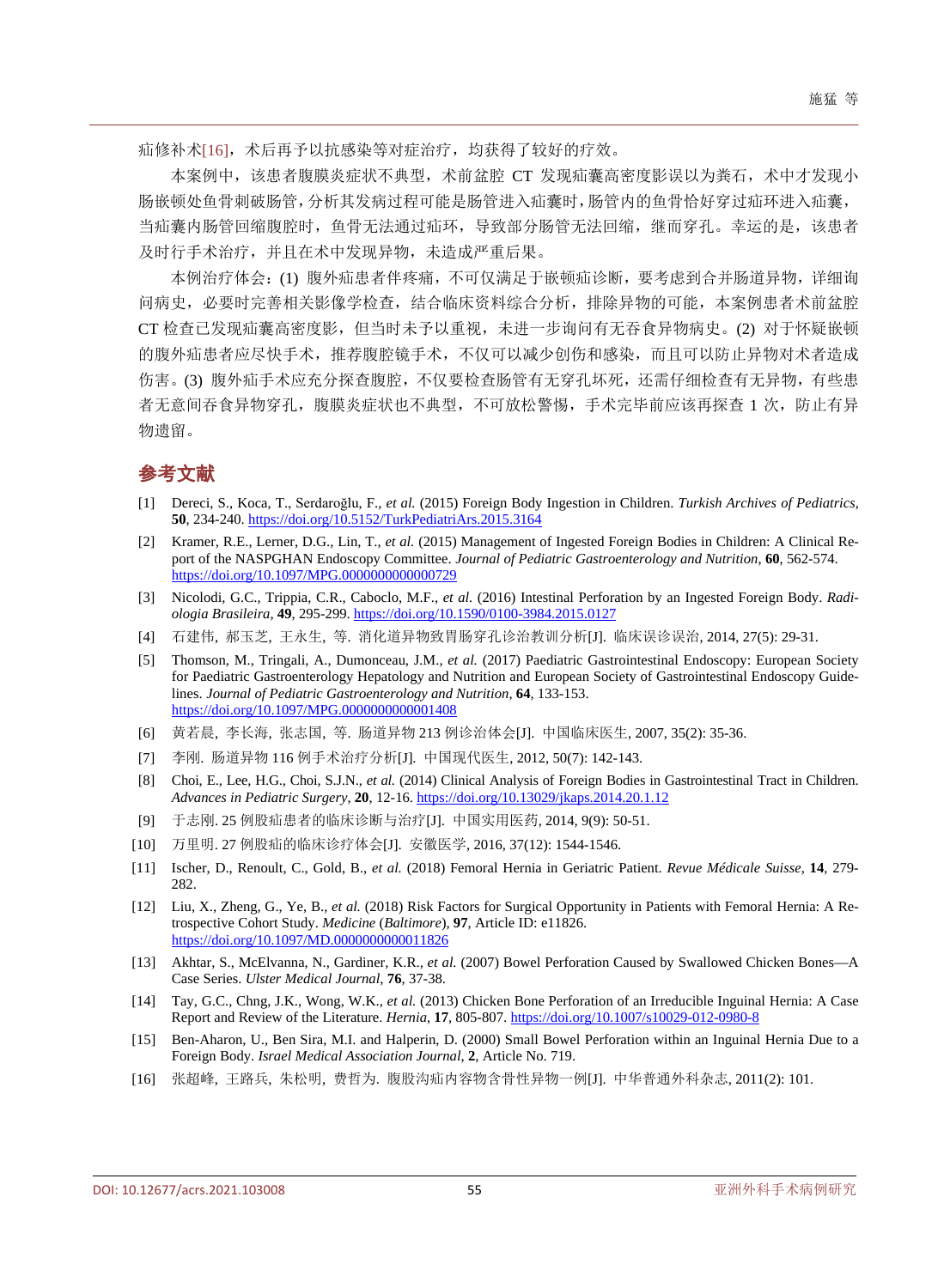疝修补术[16]，术后再予以抗感染等对症治疗，均获得了较好的疗效。

本案例中，该患者腹膜炎症状不典型，术前盆腔 CT 发现疝囊高密度影误以为粪石，术中才发现小肠嵌顿处鱼骨刺破肠管，分析其发病过程可能是肠管进入疝囊时，肠管内的鱼骨恰好穿过疝环进入疝囊，当疝囊内肠管回缩腹腔时，鱼骨无法通过疝环，导致部分肠管无法回缩，继而穿孔。幸运的是，该患者及时行手术治疗，并且在术中发现异物，未造成严重后果。

本例治疗体会：(1) 腹外疝患者伴疼痛，不可仅满足于嵌顿疝诊断，要考虑到合并肠道异物，详细询问病史，必要时完善相关影像学检查，结合临床资料综合分析，排除异物的可能，本案例患者术前盆腔 CT 检查已发现疝囊高密度影，但当时未予以重视，未进一步询问有无吞食异物病史。(2) 对于怀疑嵌顿的腹外疝患者应尽快手术，推荐腹腔镜手术，不仅可以减少创伤和感染，而且可以防止异物对术者造成伤害。(3) 腹外疝手术应充分探查腹腔，不仅要检查肠管有无穿孔坏死，还需仔细检查有无异物，有些患者无意间吞食异物穿孔，腹膜炎症状也不典型，不可放松警惕，手术完毕前应该再探查 1 次，防止有异物遗留。

## 参考文献

[1] Dereci, S., Koca, T., Serdaroğlu, F., *et al.* (2015) Foreign Body Ingestion in Children. *Turkish Archives of Pediatrics*, **50**, 234-240. https://doi.org/10.5152/TurkPediatriArs.2015.3164

[2] Kramer, R.E., Lerner, D.G., Lin, T., *et al.* (2015) Management of Ingested Foreign Bodies in Children: A Clinical Report of the NASPGHAN Endoscopy Committee. *Journal of Pediatric Gastroenterology and Nutrition*, **60**, 562-574. https://doi.org/10.1097/MPG.0000000000000729

[3] Nicolodi, G.C., Trippia, C.R., Caboclo, M.F., *et al.* (2016) Intestinal Perforation by an Ingested Foreign Body. *Radiologia Brasileira*, **49**, 295-299. https://doi.org/10.1590/0100-3984.2015.0127

[4] 石建伟, 郝玉芝, 王永生, 等. 消化道异物致胃肠穿孔诊治教训分析[J]. 临床误诊误治, 2014, 27(5): 29-31.

[5] Thomson, M., Tringali, A., Dumonceau, J.M., *et al.* (2017) Paediatric Gastrointestinal Endoscopy: European Society for Paediatric Gastroenterology Hepatology and Nutrition and European Society of Gastrointestinal Endoscopy Guidelines. *Journal of Pediatric Gastroenterology and Nutrition*, **64**, 133-153. https://doi.org/10.1097/MPG.0000000000001408

[6] 黄若晨, 李长海, 张志国, 等. 肠道异物 213 例诊治体会[J]. 中国临床医生, 2007, 35(2): 35-36.

[7] 李刚. 肠道异物 116 例手术治疗分析[J]. 中国现代医生, 2012, 50(7): 142-143.

[8] Choi, E., Lee, H.G., Choi, S.J.N., *et al.* (2014) Clinical Analysis of Foreign Bodies in Gastrointestinal Tract in Children. *Advances in Pediatric Surgery*, **20**, 12-16. https://doi.org/10.13029/jkaps.2014.20.1.12

[9] 于志刚. 25 例股疝患者的临床诊断与治疗[J]. 中国实用医药, 2014, 9(9): 50-51.

[10] 万里明. 27 例股疝的临床诊疗体会[J]. 安徽医学, 2016, 37(12): 1544-1546.

[11] Ischer, D., Renoult, C., Gold, B., *et al.* (2018) Femoral Hernia in Geriatric Patient. *Revue Médicale Suisse*, **14**, 279-282.

[12] Liu, X., Zheng, G., Ye, B., *et al.* (2018) Risk Factors for Surgical Opportunity in Patients with Femoral Hernia: A Retrospective Cohort Study. *Medicine* (*Baltimore*), **97**, Article ID: e11826. https://doi.org/10.1097/MD.0000000000011826

[13] Akhtar, S., McElvanna, N., Gardiner, K.R., *et al.* (2007) Bowel Perforation Caused by Swallowed Chicken Bones—A Case Series. *Ulster Medical Journal*, **76**, 37-38.

[14] Tay, G.C., Chng, J.K., Wong, W.K., *et al.* (2013) Chicken Bone Perforation of an Irreducible Inguinal Hernia: A Case Report and Review of the Literature. *Hernia*, **17**, 805-807. https://doi.org/10.1007/s10029-012-0980-8

[15] Ben-Aharon, U., Ben Sira, M.I. and Halperin, D. (2000) Small Bowel Perforation within an Inguinal Hernia Due to a Foreign Body. *Israel Medical Association Journal*, **2**, Article No. 719.

[16] 张超峰, 王路兵, 朱松明, 费哲为. 腹股沟疝内容物含骨性异物一例[J]. 中华普通外科杂志, 2011(2): 101.